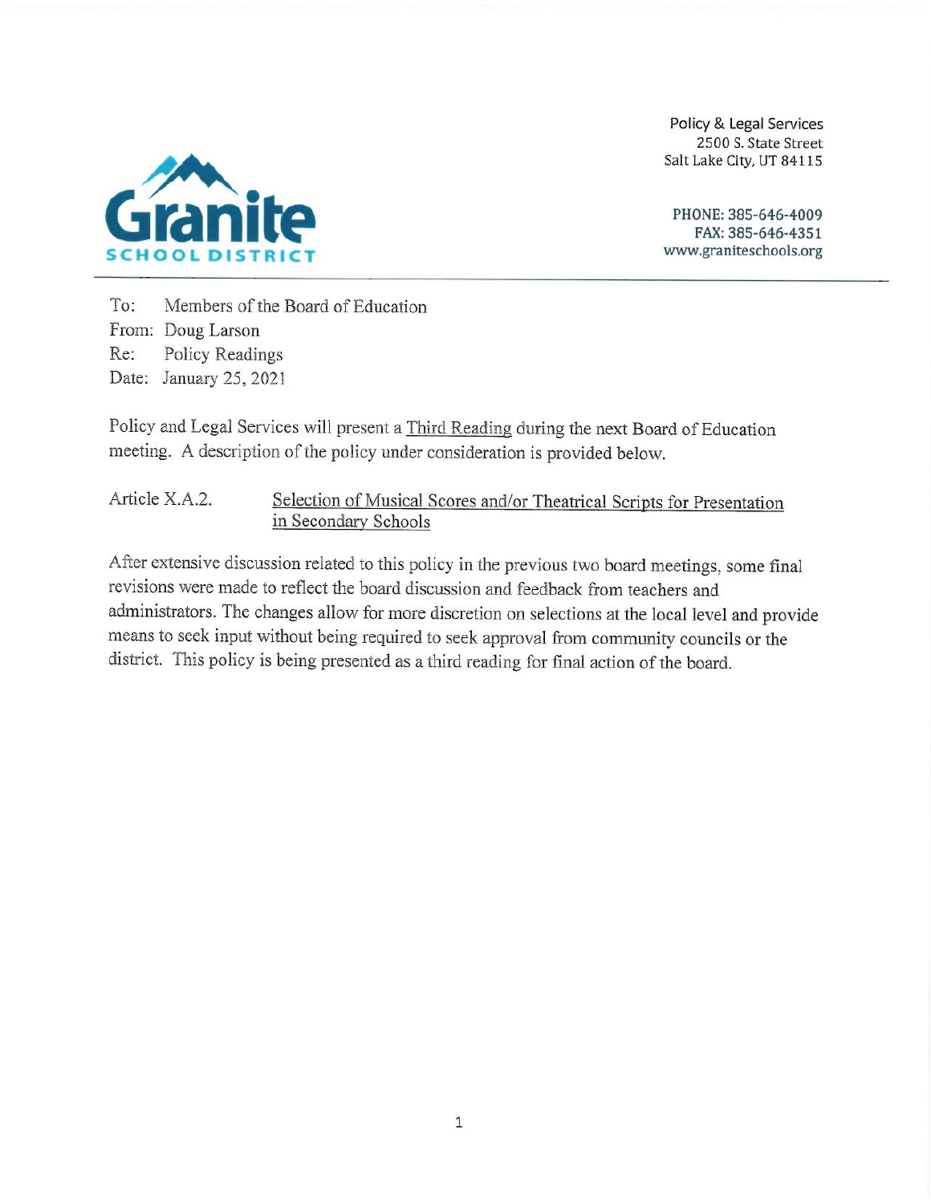**Granite SCHOOL DISTRICT**

Policy & Legal Services
2500 S. State Street
Salt Lake City, UT 84115

PHONE: 385-646-4009
FAX: 385-646-4351
www.graniteschools.org

---

To: Members of the Board of Education
From: Doug Larson
Re: Policy Readings
Date: January 25, 2021

Policy and Legal Services will present a Third Reading during the next Board of Education meeting. A description of the policy under consideration is provided below.

Article X.A.2. Selection of Musical Scores and/or Theatrical Scripts for Presentation in Secondary Schools

After extensive discussion related to this policy in the previous two board meetings, some final revisions were made to reflect the board discussion and feedback from teachers and administrators. The changes allow for more discretion on selections at the local level and provide means to seek input without being required to seek approval from community councils or the district. This policy is being presented as a third reading for final action of the board.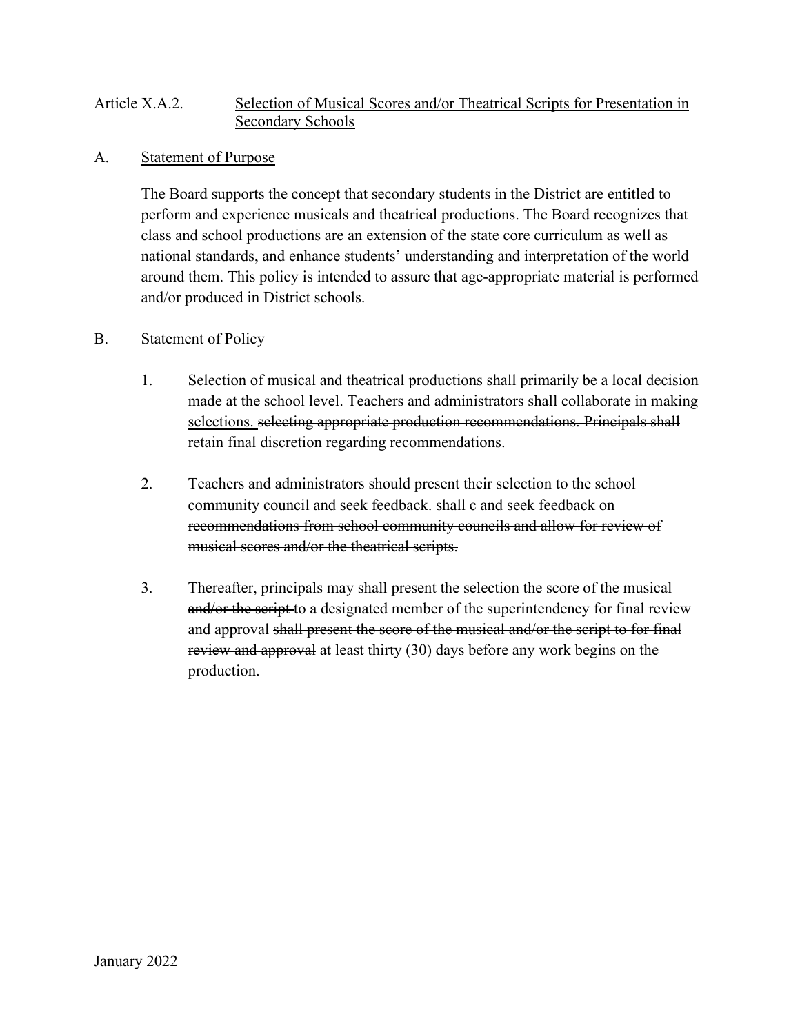Article X.A.2. <u>Selection of Musical Scores and/or Theatrical Scripts for Presentation in Secondary Schools</u>

A. <u>Statement of Purpose</u>

The Board supports the concept that secondary students in the District are entitled to perform and experience musicals and theatrical productions. The Board recognizes that class and school productions are an extension of the state core curriculum as well as national standards, and enhance students' understanding and interpretation of the world around them. This policy is intended to assure that age-appropriate material is performed and/or produced in District schools.

B. <u>Statement of Policy</u>

1. Selection of musical and theatrical productions shall primarily be a local decision made at the school level. Teachers and administrators shall collaborate in <u>making selections.</u> ~~selecting appropriate production recommendations. Principals shall retain final discretion regarding recommendations.~~

2. Teachers and administrators should present their selection to the school community council and seek feedback. ~~shall c and seek feedback on recommendations from school community councils and allow for review of musical scores and/or the theatrical scripts.~~

3. Thereafter, principals may ~~shall~~ present the <u>selection</u> ~~the score of the musical and/or the script~~ to a designated member of the superintendency for final review and approval ~~shall present the score of the musical and/or the script to for final review and approval~~ at least thirty (30) days before any work begins on the production.

January 2022